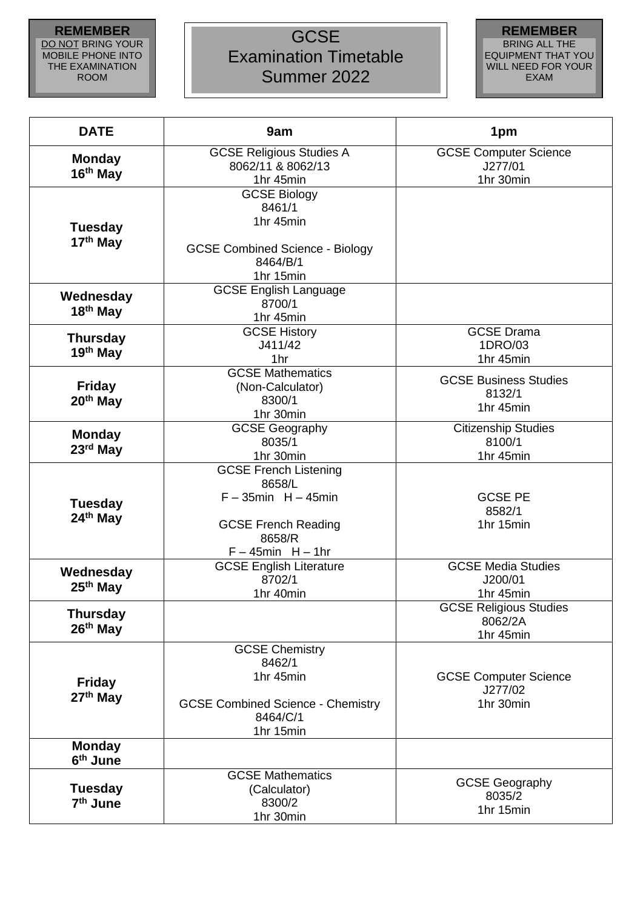**REMEMBER**
DO NOT BRING YOUR MOBILE PHONE INTO THE EXAMINATION ROOM

# GCSE Examination Timetable Summer 2022

**REMEMBER**
BRING ALL THE EQUIPMENT THAT YOU WILL NEED FOR YOUR EXAM

| DATE | 9am | 1pm |
|---|---|---|
| **Monday 16th May** | GCSE Religious Studies A<br>8062/11 & 8062/13<br>1hr 45min | GCSE Computer Science<br>J277/01<br>1hr 30min |
| **Tuesday 17th May** | GCSE Biology<br>8461/1<br>1hr 45min<br><br>GCSE Combined Science - Biology<br>8464/B/1<br>1hr 15min | |
| **Wednesday 18th May** | GCSE English Language<br>8700/1<br>1hr 45min | |
| **Thursday 19th May** | GCSE History<br>J411/42<br>1hr | GCSE Drama<br>1DRO/03<br>1hr 45min |
| **Friday 20th May** | GCSE Mathematics<br>(Non-Calculator)<br>8300/1<br>1hr 30min | GCSE Business Studies<br>8132/1<br>1hr 45min |
| **Monday 23rd May** | GCSE Geography<br>8035/1<br>1hr 30min | Citizenship Studies<br>8100/1<br>1hr 45min |
| **Tuesday 24th May** | GCSE French Listening<br>8658/L<br>F – 35min H – 45min<br><br>GCSE French Reading<br>8658/R<br>F – 45min H – 1hr | GCSE PE<br>8582/1<br>1hr 15min |
| **Wednesday 25th May** | GCSE English Literature<br>8702/1<br>1hr 40min | GCSE Media Studies<br>J200/01<br>1hr 45min |
| **Thursday 26th May** | | GCSE Religious Studies<br>8062/2A<br>1hr 45min |
| **Friday 27th May** | GCSE Chemistry<br>8462/1<br>1hr 45min<br><br>GCSE Combined Science - Chemistry<br>8464/C/1<br>1hr 15min | GCSE Computer Science<br>J277/02<br>1hr 30min |
| **Monday 6th June** | | |
| **Tuesday 7th June** | GCSE Mathematics<br>(Calculator)<br>8300/2<br>1hr 30min | GCSE Geography<br>8035/2<br>1hr 15min |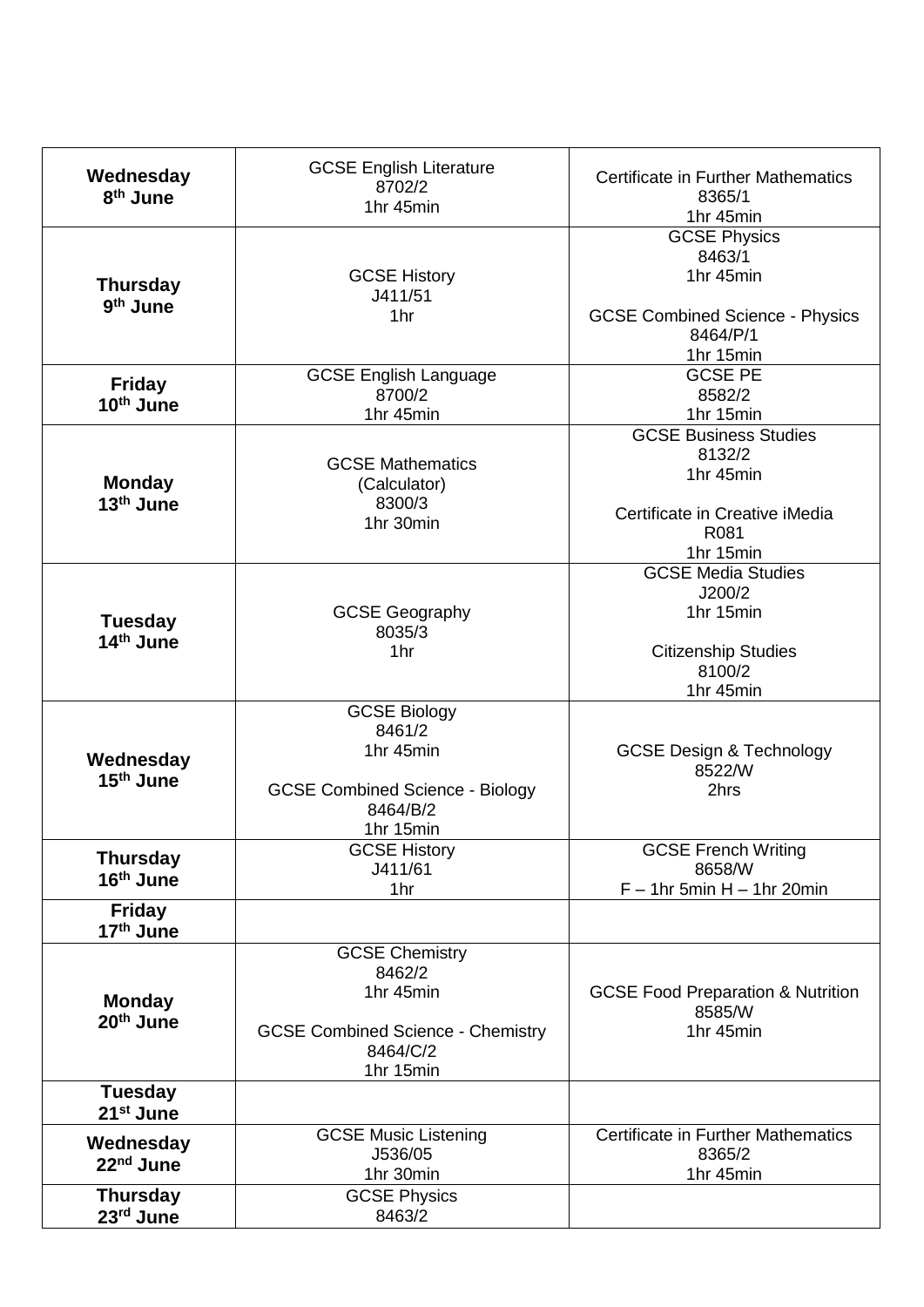| **Wednesday 8th June** | GCSE English Literature<br>8702/2<br>1hr 45min | Certificate in Further Mathematics<br>8365/1<br>1hr 45min |
|---|---|---|
| **Thursday 9th June** | GCSE History<br>J411/51<br>1hr | GCSE Physics<br>8463/1<br>1hr 45min<br><br>GCSE Combined Science - Physics<br>8464/P/1<br>1hr 15min |
| **Friday 10th June** | GCSE English Language<br>8700/2<br>1hr 45min | GCSE PE<br>8582/2<br>1hr 15min |
| **Monday 13th June** | GCSE Mathematics<br>(Calculator)<br>8300/3<br>1hr 30min | GCSE Business Studies<br>8132/2<br>1hr 45min<br><br>Certificate in Creative iMedia<br>R081<br>1hr 15min |
| **Tuesday 14th June** | GCSE Geography<br>8035/3<br>1hr | GCSE Media Studies<br>J200/2<br>1hr 15min<br><br>Citizenship Studies<br>8100/2<br>1hr 45min |
| **Wednesday 15th June** | GCSE Biology<br>8461/2<br>1hr 45min<br><br>GCSE Combined Science - Biology<br>8464/B/2<br>1hr 15min | GCSE Design & Technology<br>8522/W<br>2hrs |
| **Thursday 16th June** | GCSE History<br>J411/61<br>1hr | GCSE French Writing<br>8658/W<br>F – 1hr 5min H – 1hr 20min |
| **Friday 17th June** | | |
| **Monday 20th June** | GCSE Chemistry<br>8462/2<br>1hr 45min<br><br>GCSE Combined Science - Chemistry<br>8464/C/2<br>1hr 15min | GCSE Food Preparation & Nutrition<br>8585/W<br>1hr 45min |
| **Tuesday 21st June** | | |
| **Wednesday 22nd June** | GCSE Music Listening<br>J536/05<br>1hr 30min | Certificate in Further Mathematics<br>8365/2<br>1hr 45min |
| **Thursday 23rd June** | GCSE Physics<br>8463/2 | |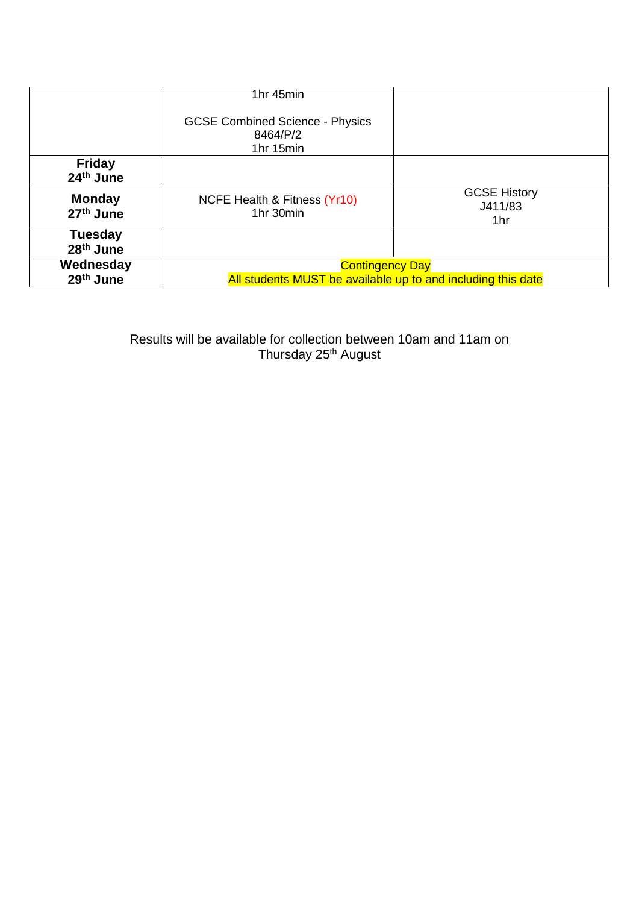| | | |
|---|---|---|
| | 1hr 45min<br><br>GCSE Combined Science - Physics<br>8464/P/2<br>1hr 15min | |
| **Friday**<br>**24th June** | | |
| **Monday**<br>**27th June** | NCFE Health & Fitness (Yr10)<br>1hr 30min | GCSE History<br>J411/83<br>1hr |
| **Tuesday**<br>**28th June** | | |
| **Wednesday**<br>**29th June** | Contingency Day<br>All students MUST be available up to and including this date | |

Results will be available for collection between 10am and 11am on Thursday 25th August